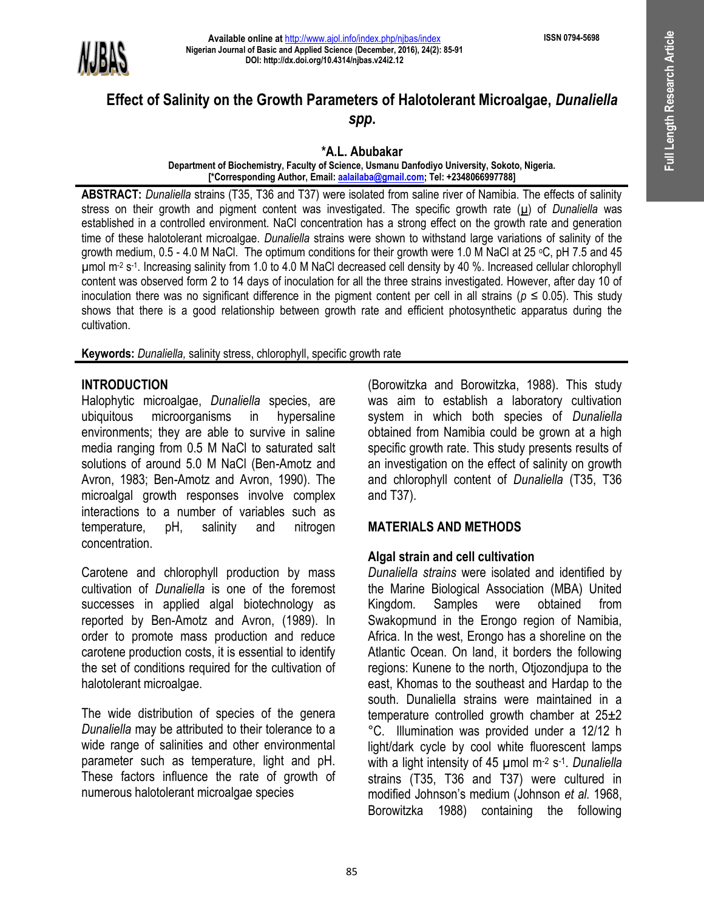# Effect of Salinity on the Growth Parameters of Halotolerant Microalgae, *Dunaliella spp*.

**\*A.L. Abubakar**

Department of Biochemistry, Faculty of Science, Usmanu Danfodiyo University, Sokoto, Nigeria.
[\*Corresponding Author, Email: aalailaba@gmail.com; Tel: +2348066997788]

**ABSTRACT:** *Dunaliella* strains (T35, T36 and T37) were isolated from saline river of Namibia. The effects of salinity stress on their growth and pigment content was investigated. The specific growth rate (μ) of *Dunaliella* was established in a controlled environment. NaCl concentration has a strong effect on the growth rate and generation time of these halotolerant microalgae. *Dunaliella* strains were shown to withstand large variations of salinity of the growth medium, 0.5 - 4.0 M NaCl. The optimum conditions for their growth were 1.0 M NaCl at 25 °C, pH 7.5 and 45 μmol $m^{-2}$ $s^{-1}$. Increasing salinity from 1.0 to 4.0 M NaCl decreased cell density by 40 %. Increased cellular chlorophyll content was observed form 2 to 14 days of inoculation for all the three strains investigated. However, after day 10 of inoculation there was no significant difference in the pigment content per cell in all strains ($p \leq 0.05$). This study shows that there is a good relationship between growth rate and efficient photosynthetic apparatus during the cultivation.

**Keywords:** *Dunaliella,* salinity stress, chlorophyll, specific growth rate

## INTRODUCTION

Halophytic microalgae, *Dunaliella* species, are ubiquitous microorganisms in hypersaline environments; they are able to survive in saline media ranging from 0.5 M NaCl to saturated salt solutions of around 5.0 M NaCl (Ben-Amotz and Avron, 1983; Ben-Amotz and Avron, 1990). The microalgal growth responses involve complex interactions to a number of variables such as temperature, pH, salinity and nitrogen concentration.

Carotene and chlorophyll production by mass cultivation of *Dunaliella* is one of the foremost successes in applied algal biotechnology as reported by Ben-Amotz and Avron, (1989). In order to promote mass production and reduce carotene production costs, it is essential to identify the set of conditions required for the cultivation of halotolerant microalgae.

The wide distribution of species of the genera *Dunaliella* may be attributed to their tolerance to a wide range of salinities and other environmental parameter such as temperature, light and pH. These factors influence the rate of growth of numerous halotolerant microalgae species (Borowitzka and Borowitzka, 1988). This study was aim to establish a laboratory cultivation system in which both species of *Dunaliella* obtained from Namibia could be grown at a high specific growth rate. This study presents results of an investigation on the effect of salinity on growth and chlorophyll content of *Dunaliella* (T35, T36 and T37).

## MATERIALS AND METHODS

### Algal strain and cell cultivation

*Dunaliella strains* were isolated and identified by the Marine Biological Association (MBA) United Kingdom. Samples were obtained from Swakopmund in the Erongo region of Namibia, Africa. In the west, Erongo has a shoreline on the Atlantic Ocean. On land, it borders the following regions: Kunene to the north, Otjozondjupa to the east, Khomas to the southeast and Hardap to the south. Dunaliella strains were maintained in a temperature controlled growth chamber at 25±2 °C. Illumination was provided under a 12/12 h light/dark cycle by cool white fluorescent lamps with a light intensity of 45 μmol $m^{-2}$ $s^{-1}$. *Dunaliella* strains (T35, T36 and T37) were cultured in modified Johnson's medium (Johnson *et al.* 1968, Borowitzka 1988) containing the following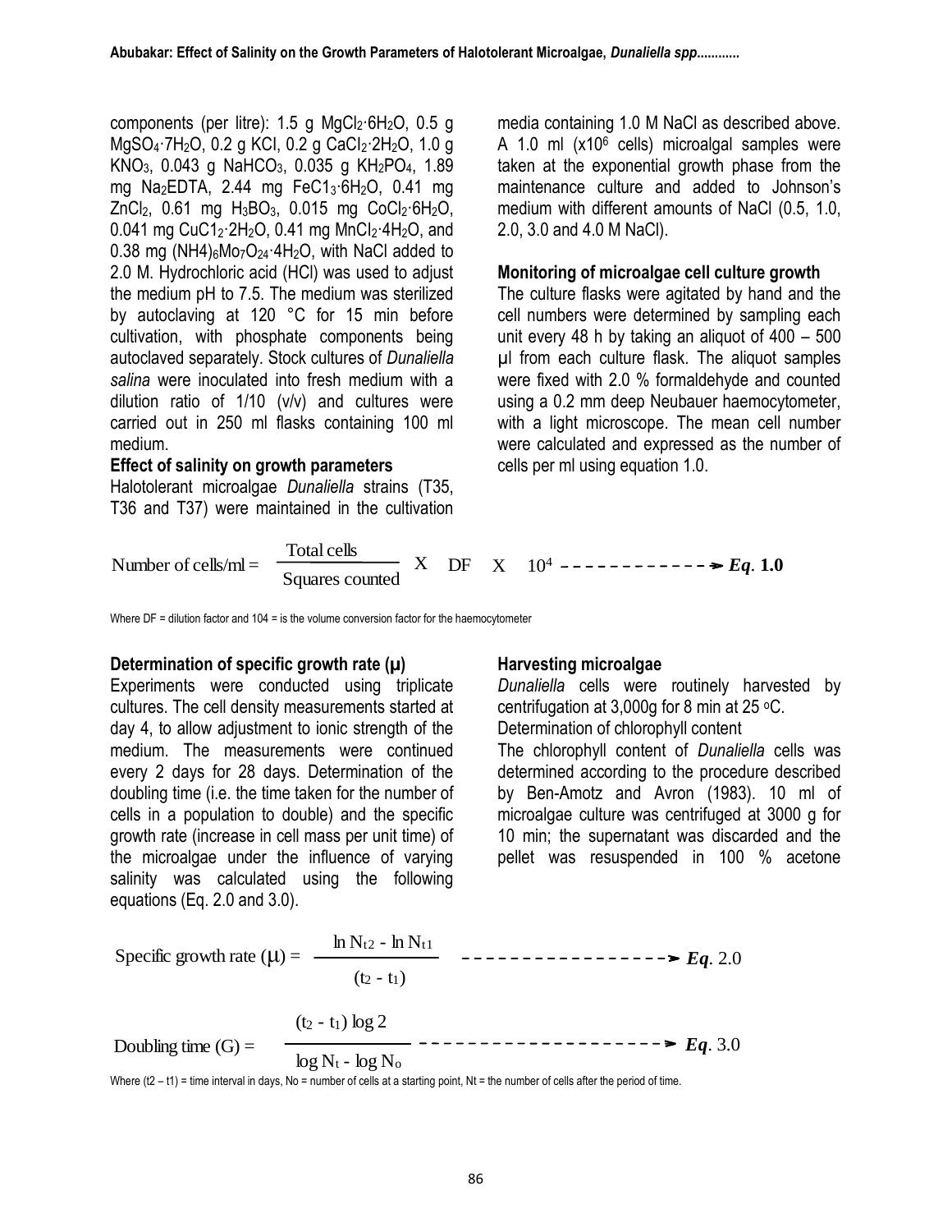components (per litre): 1.5 g $MgCl_2 \cdot 6H_2O$, 0.5 g $MgSO_4 \cdot 7H_2O$, 0.2 g KCl, 0.2 g $CaCl_2 \cdot 2H_2O$, 1.0 g $KNO_3$, 0.043 g $NaHCO_3$, 0.035 g $KH_2PO_4$, 1.89 mg $Na_2EDTA$, 2.44 mg $FeC1_3 \cdot 6H_2O$, 0.41 mg $ZnCl_2$, 0.61 mg $H_3BO_3$, 0.015 mg $CoCl_2 \cdot 6H_2O$, 0.041 mg $CuC1_2 \cdot 2H_2O$, 0.41 mg $MnCl_2 \cdot 4H_2O$, and 0.38 mg $(NH4)_6Mo_7O_{24} \cdot 4H_2O$, with NaCl added to 2.0 M. Hydrochloric acid (HCl) was used to adjust the medium pH to 7.5. The medium was sterilized by autoclaving at 120 °C for 15 min before cultivation, with phosphate components being autoclaved separately. Stock cultures of *Dunaliella salina* were inoculated into fresh medium with a dilution ratio of 1/10 (v/v) and cultures were carried out in 250 ml flasks containing 100 ml medium.

**Effect of salinity on growth parameters**

Halotolerant microalgae *Dunaliella* strains (T35, T36 and T37) were maintained in the cultivation media containing 1.0 M NaCl as described above. A 1.0 ml (x$10^6$ cells) microalgal samples were taken at the exponential growth phase from the maintenance culture and added to Johnson's medium with different amounts of NaCl (0.5, 1.0, 2.0, 3.0 and 4.0 M NaCl).

**Monitoring of microalgae cell culture growth**

The culture flasks were agitated by hand and the cell numbers were determined by sampling each unit every 48 h by taking an aliquot of 400 – 500 µl from each culture flask. The aliquot samples were fixed with 2.0 % formaldehyde and counted using a 0.2 mm deep Neubauer haemocytometer, with a light microscope. The mean cell number were calculated and expressed as the number of cells per ml using equation 1.0.

$$\text{Number of cells/ml} = \frac{\text{Total cells}}{\text{Squares counted}} \times \text{DF} \times 10^4 \quad \text{------------} \rightarrow \textbf{\textit{Eq}. 1.0}$$

Where DF = dilution factor and 104 = is the volume conversion factor for the haemocytometer

**Determination of specific growth rate (µ)**

Experiments were conducted using triplicate cultures. The cell density measurements started at day 4, to allow adjustment to ionic strength of the medium. The measurements were continued every 2 days for 28 days. Determination of the doubling time (i.e. the time taken for the number of cells in a population to double) and the specific growth rate (increase in cell mass per unit time) of the microalgae under the influence of varying salinity was calculated using the following equations (Eq. 2.0 and 3.0).

**Harvesting microalgae**

*Dunaliella* cells were routinely harvested by centrifugation at 3,000g for 8 min at 25 °C.

Determination of chlorophyll content

The chlorophyll content of *Dunaliella* cells was determined according to the procedure described by Ben-Amotz and Avron (1983). 10 ml of microalgae culture was centrifuged at 3000 g for 10 min; the supernatant was discarded and the pellet was resuspended in 100 % acetone

$$\text{Specific growth rate } (\mu) = \frac{\ln N_{t2} - \ln N_{t1}}{(t_2 - t_1)} \quad \text{-----------------} \rightarrow \textit{Eq}.\ 2.0$$

$$\text{Doubling time (G)} = \frac{(t_2 - t_1)\log 2}{\log N_t - \log N_o} \quad \text{--------------------} \rightarrow \textit{Eq}.\ 3.0$$

Where (t2 – t1) = time interval in days, No = number of cells at a starting point, Nt = the number of cells after the period of time.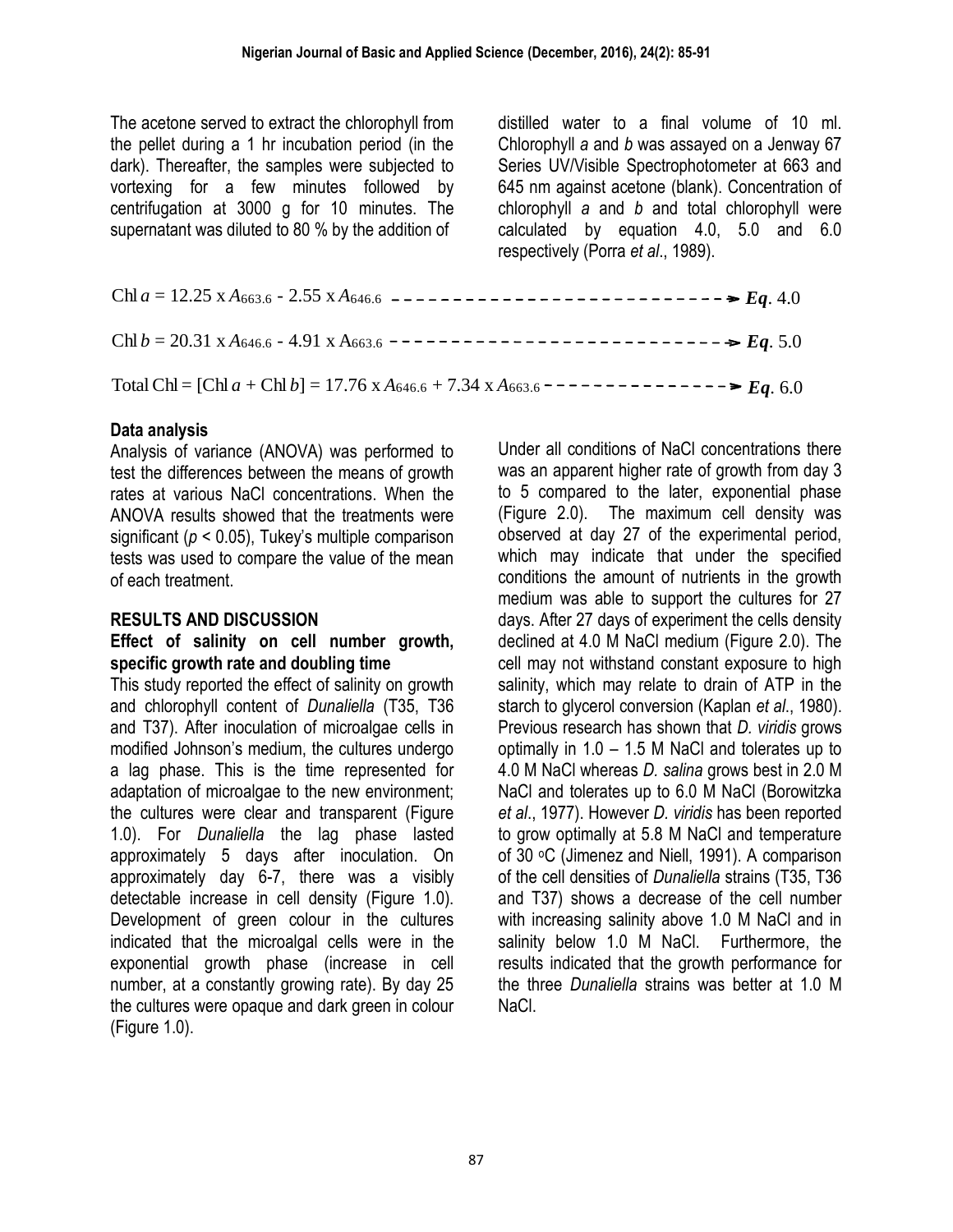The acetone served to extract the chlorophyll from the pellet during a 1 hr incubation period (in the dark). Thereafter, the samples were subjected to vortexing for a few minutes followed by centrifugation at 3000 g for 10 minutes. The supernatant was diluted to 80 % by the addition of distilled water to a final volume of 10 ml. Chlorophyll *a* and *b* was assayed on a Jenway 67 Series UV/Visible Spectrophotometer at 663 and 645 nm against acetone (blank). Concentration of chlorophyll *a* and *b* and total chlorophyll were calculated by equation 4.0, 5.0 and 6.0 respectively (Porra *et al*., 1989).

$$\text{Chl } a = 12.25 \times A_{663.6} - 2.55 \times A_{646.6} \quad \textit{Eq. } 4.0$$

$$\text{Chl } b = 20.31 \times A_{646.6} - 4.91 \times A_{663.6} \quad \textit{Eq. } 5.0$$

$$\text{Total Chl} = [\text{Chl } a + \text{Chl } b] = 17.76 \times A_{646.6} + 7.34 \times A_{663.6} \quad \textit{Eq. } 6.0$$

### Data analysis

Analysis of variance (ANOVA) was performed to test the differences between the means of growth rates at various NaCl concentrations. When the ANOVA results showed that the treatments were significant ($p < 0.05$), Tukey's multiple comparison tests was used to compare the value of the mean of each treatment.

## RESULTS AND DISCUSSION

### Effect of salinity on cell number growth, specific growth rate and doubling time

This study reported the effect of salinity on growth and chlorophyll content of *Dunaliella* (T35, T36 and T37). After inoculation of microalgae cells in modified Johnson's medium, the cultures undergo a lag phase. This is the time represented for adaptation of microalgae to the new environment; the cultures were clear and transparent (Figure 1.0). For *Dunaliella* the lag phase lasted approximately 5 days after inoculation. On approximately day 6-7, there was a visibly detectable increase in cell density (Figure 1.0). Development of green colour in the cultures indicated that the microalgal cells were in the exponential growth phase (increase in cell number, at a constantly growing rate). By day 25 the cultures were opaque and dark green in colour (Figure 1.0).

Under all conditions of NaCl concentrations there was an apparent higher rate of growth from day 3 to 5 compared to the later, exponential phase (Figure 2.0). The maximum cell density was observed at day 27 of the experimental period, which may indicate that under the specified conditions the amount of nutrients in the growth medium was able to support the cultures for 27 days. After 27 days of experiment the cells density declined at 4.0 M NaCl medium (Figure 2.0). The cell may not withstand constant exposure to high salinity, which may relate to drain of ATP in the starch to glycerol conversion (Kaplan *et al*., 1980). Previous research has shown that *D. viridis* grows optimally in 1.0 – 1.5 M NaCl and tolerates up to 4.0 M NaCl whereas *D. salina* grows best in 2.0 M NaCl and tolerates up to 6.0 M NaCl (Borowitzka *et al*., 1977). However *D. viridis* has been reported to grow optimally at 5.8 M NaCl and temperature of 30 °C (Jimenez and Niell, 1991). A comparison of the cell densities of *Dunaliella* strains (T35, T36 and T37) shows a decrease of the cell number with increasing salinity above 1.0 M NaCl and in salinity below 1.0 M NaCl. Furthermore, the results indicated that the growth performance for the three *Dunaliella* strains was better at 1.0 M NaCl.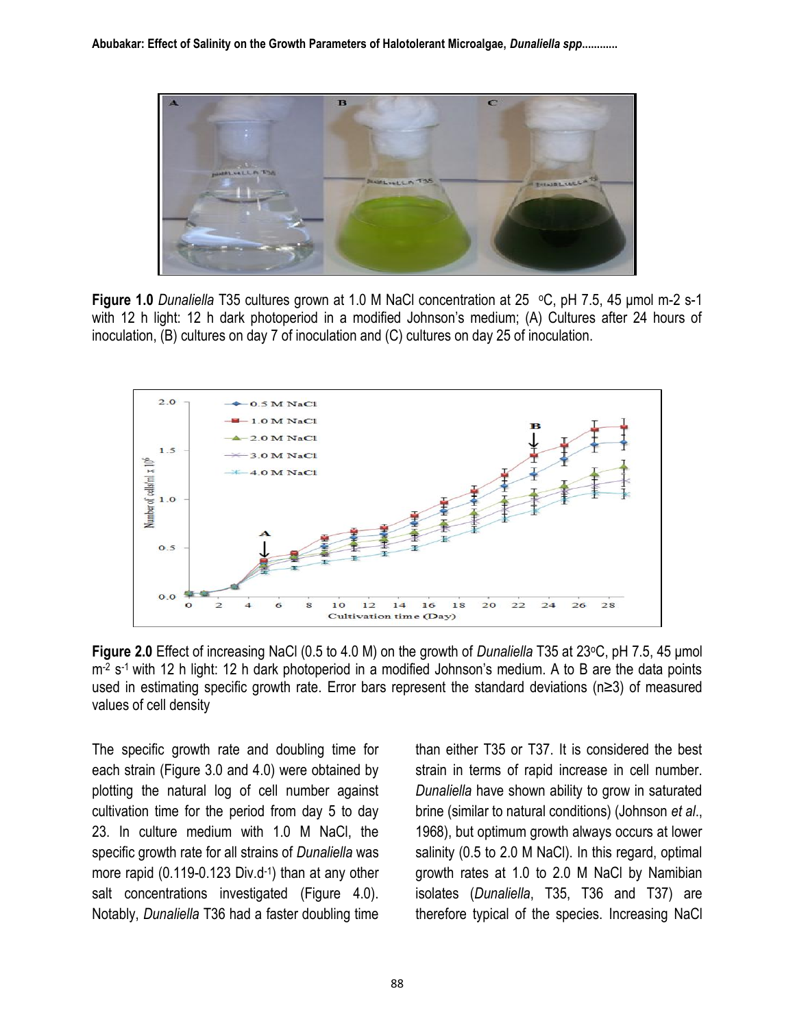**Figure 1.0** *Dunaliella* T35 cultures grown at 1.0 M NaCl concentration at 25 °C, pH 7.5, 45 µmol m-2 s-1 with 12 h light: 12 h dark photoperiod in a modified Johnson's medium; (A) Cultures after 24 hours of inoculation, (B) cultures on day 7 of inoculation and (C) cultures on day 25 of inoculation.

**Figure 2.0** Effect of increasing NaCl (0.5 to 4.0 M) on the growth of *Dunaliella* T35 at 23°C, pH 7.5, 45 µmol $m^{-2}$ $s^{-1}$ with 12 h light: 12 h dark photoperiod in a modified Johnson's medium. A to B are the data points used in estimating specific growth rate. Error bars represent the standard deviations (n≥3) of measured values of cell density

The specific growth rate and doubling time for each strain (Figure 3.0 and 4.0) were obtained by plotting the natural log of cell number against cultivation time for the period from day 5 to day 23. In culture medium with 1.0 M NaCl, the specific growth rate for all strains of *Dunaliella* was more rapid (0.119-0.123 Div.$d^{-1}$) than at any other salt concentrations investigated (Figure 4.0). Notably, *Dunaliella* T36 had a faster doubling time than either T35 or T37. It is considered the best strain in terms of rapid increase in cell number. *Dunaliella* have shown ability to grow in saturated brine (similar to natural conditions) (Johnson *et al*., 1968), but optimum growth always occurs at lower salinity (0.5 to 2.0 M NaCl). In this regard, optimal growth rates at 1.0 to 2.0 M NaCl by Namibian isolates (*Dunaliella*, T35, T36 and T37) are therefore typical of the species. Increasing NaCl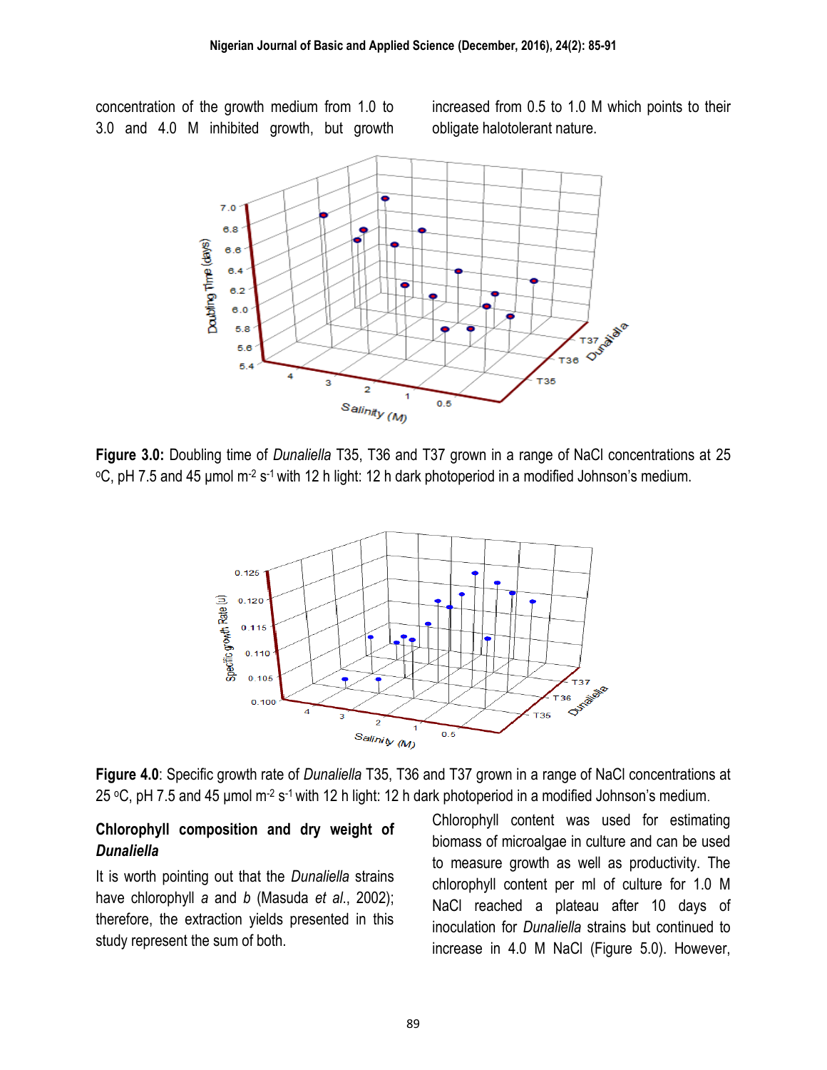concentration of the growth medium from 1.0 to 3.0 and 4.0 M inhibited growth, but growth increased from 0.5 to 1.0 M which points to their obligate halotolerant nature.

**Figure 3.0:** Doubling time of *Dunaliella* T35, T36 and T37 grown in a range of NaCl concentrations at 25 °C, pH 7.5 and 45 µmol m$^{-2}$ s$^{-1}$ with 12 h light: 12 h dark photoperiod in a modified Johnson's medium.

**Figure 4.0**: Specific growth rate of *Dunaliella* T35, T36 and T37 grown in a range of NaCl concentrations at 25 °C, pH 7.5 and 45 µmol m$^{-2}$ s$^{-1}$ with 12 h light: 12 h dark photoperiod in a modified Johnson's medium.

### Chlorophyll composition and dry weight of *Dunaliella*

It is worth pointing out that the *Dunaliella* strains have chlorophyll *a* and *b* (Masuda *et al*., 2002); therefore, the extraction yields presented in this study represent the sum of both.

Chlorophyll content was used for estimating biomass of microalgae in culture and can be used to measure growth as well as productivity. The chlorophyll content per ml of culture for 1.0 M NaCl reached a plateau after 10 days of inoculation for *Dunaliella* strains but continued to increase in 4.0 M NaCl (Figure 5.0). However,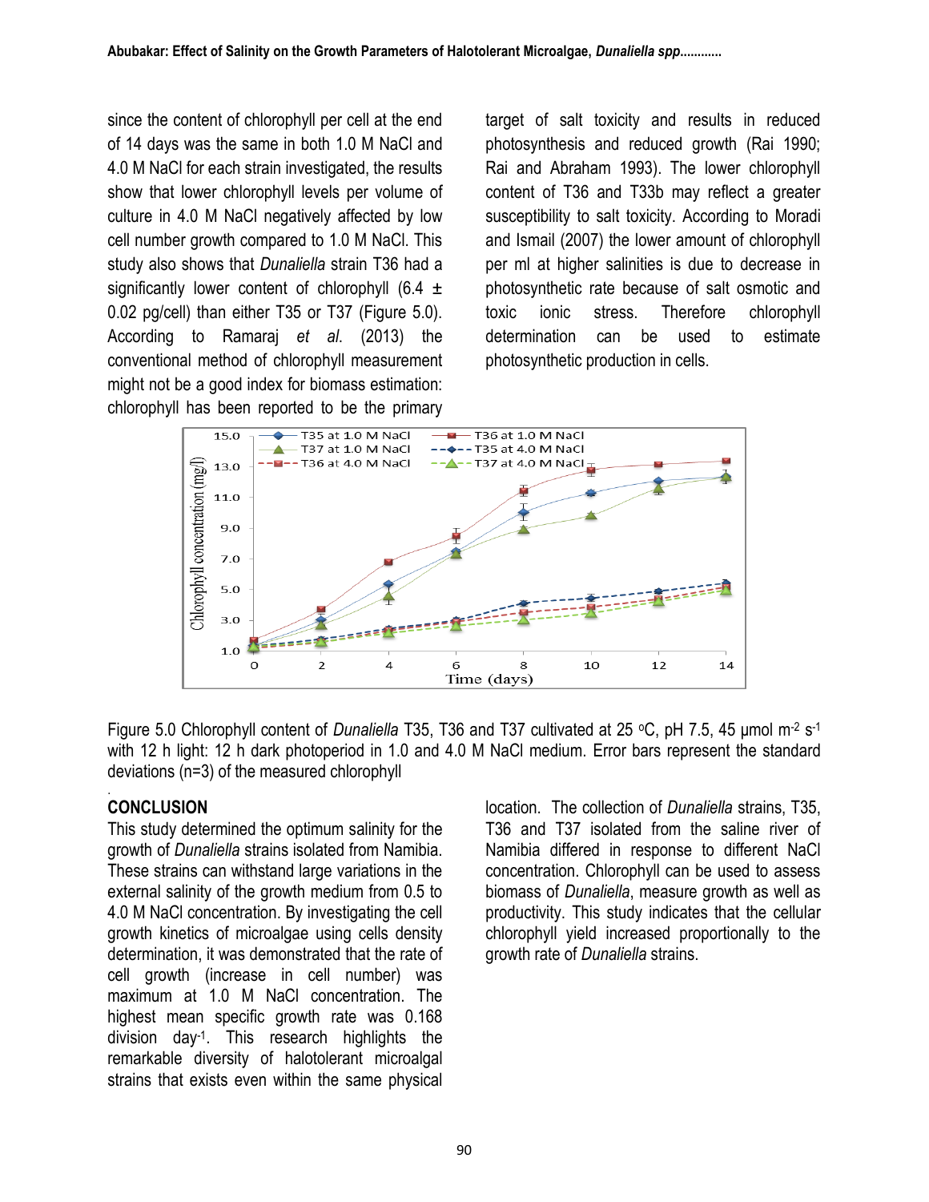since the content of chlorophyll per cell at the end of 14 days was the same in both 1.0 M NaCl and 4.0 M NaCl for each strain investigated, the results show that lower chlorophyll levels per volume of culture in 4.0 M NaCl negatively affected by low cell number growth compared to 1.0 M NaCl. This study also shows that *Dunaliella* strain T36 had a significantly lower content of chlorophyll (6.4 ± 0.02 pg/cell) than either T35 or T37 (Figure 5.0). According to Ramaraj *et al.* (2013) the conventional method of chlorophyll measurement might not be a good index for biomass estimation: chlorophyll has been reported to be the primary target of salt toxicity and results in reduced photosynthesis and reduced growth (Rai 1990; Rai and Abraham 1993). The lower chlorophyll content of T36 and T33b may reflect a greater susceptibility to salt toxicity. According to Moradi and Ismail (2007) the lower amount of chlorophyll per ml at higher salinities is due to decrease in photosynthetic rate because of salt osmotic and toxic ionic stress. Therefore chlorophyll determination can be used to estimate photosynthetic production in cells.

Figure 5.0 Chlorophyll content of *Dunaliella* T35, T36 and T37 cultivated at 25 °C, pH 7.5, 45 µmol $m^{-2}$ $s^{-1}$ with 12 h light: 12 h dark photoperiod in 1.0 and 4.0 M NaCl medium. Error bars represent the standard deviations (n=3) of the measured chlorophyll

## CONCLUSION

This study determined the optimum salinity for the growth of *Dunaliella* strains isolated from Namibia. These strains can withstand large variations in the external salinity of the growth medium from 0.5 to 4.0 M NaCl concentration. By investigating the cell growth kinetics of microalgae using cells density determination, it was demonstrated that the rate of cell growth (increase in cell number) was maximum at 1.0 M NaCl concentration. The highest mean specific growth rate was 0.168 division $day^{-1}$. This research highlights the remarkable diversity of halotolerant microalgal strains that exists even within the same physical location. The collection of *Dunaliella* strains, T35, T36 and T37 isolated from the saline river of Namibia differed in response to different NaCl concentration. Chlorophyll can be used to assess biomass of *Dunaliella*, measure growth as well as productivity. This study indicates that the cellular chlorophyll yield increased proportionally to the growth rate of *Dunaliella* strains.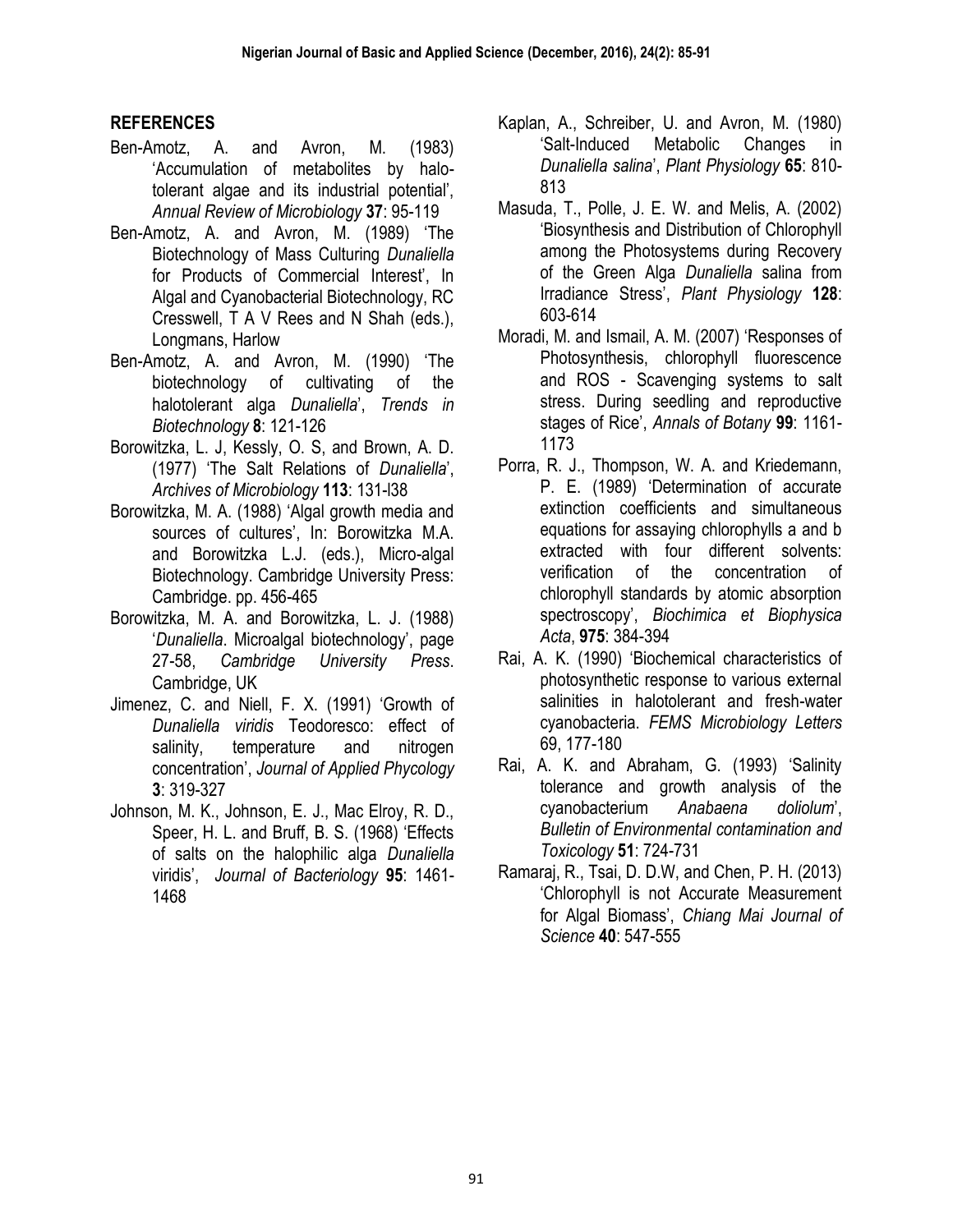## REFERENCES

Ben-Amotz, A. and Avron, M. (1983) 'Accumulation of metabolites by halo-tolerant algae and its industrial potential', *Annual Review of Microbiology* **37**: 95-119

Ben-Amotz, A. and Avron, M. (1989) 'The Biotechnology of Mass Culturing *Dunaliella* for Products of Commercial Interest', In Algal and Cyanobacterial Biotechnology, RC Cresswell, T A V Rees and N Shah (eds.), Longmans, Harlow

Ben-Amotz, A. and Avron, M. (1990) 'The biotechnology of cultivating of the halotolerant alga *Dunaliella*', *Trends in Biotechnology* **8**: 121-126

Borowitzka, L. J, Kessly, O. S, and Brown, A. D. (1977) 'The Salt Relations of *Dunaliella*', *Archives of Microbiology* **113**: 131-l38

Borowitzka, M. A. (1988) 'Algal growth media and sources of cultures', In: Borowitzka M.A. and Borowitzka L.J. (eds.), Micro-algal Biotechnology. Cambridge University Press: Cambridge. pp. 456-465

Borowitzka, M. A. and Borowitzka, L. J. (1988) '*Dunaliella*. Microalgal biotechnology', page 27-58, *Cambridge University Press*. Cambridge, UK

Jimenez, C. and Niell, F. X. (1991) 'Growth of *Dunaliella viridis* Teodoresco: effect of salinity, temperature and nitrogen concentration', *Journal of Applied Phycology* **3**: 319-327

Johnson, M. K., Johnson, E. J., Mac Elroy, R. D., Speer, H. L. and Bruff, B. S. (1968) 'Effects of salts on the halophilic alga *Dunaliella* viridis', *Journal of Bacteriology* **95**: 1461-1468

Kaplan, A., Schreiber, U. and Avron, M. (1980) 'Salt-Induced Metabolic Changes in *Dunaliella salina*', *Plant Physiology* **65**: 810-813

Masuda, T., Polle, J. E. W. and Melis, A. (2002) 'Biosynthesis and Distribution of Chlorophyll among the Photosystems during Recovery of the Green Alga *Dunaliella* salina from Irradiance Stress', *Plant Physiology* **128**: 603-614

Moradi, M. and Ismail, A. M. (2007) 'Responses of Photosynthesis, chlorophyll fluorescence and ROS - Scavenging systems to salt stress. During seedling and reproductive stages of Rice', *Annals of Botany* **99**: 1161-1173

Porra, R. J., Thompson, W. A. and Kriedemann, P. E. (1989) 'Determination of accurate extinction coefficients and simultaneous equations for assaying chlorophylls a and b extracted with four different solvents: verification of the concentration of chlorophyll standards by atomic absorption spectroscopy', *Biochimica et Biophysica Acta*, **975**: 384-394

Rai, A. K. (1990) 'Biochemical characteristics of photosynthetic response to various external salinities in halotolerant and fresh-water cyanobacteria. *FEMS Microbiology Letters* 69, 177-180

Rai, A. K. and Abraham, G. (1993) 'Salinity tolerance and growth analysis of the cyanobacterium *Anabaena doliolum*', *Bulletin of Environmental contamination and Toxicology* **51**: 724-731

Ramaraj, R., Tsai, D. D.W, and Chen, P. H. (2013) 'Chlorophyll is not Accurate Measurement for Algal Biomass', *Chiang Mai Journal of Science* **40**: 547-555